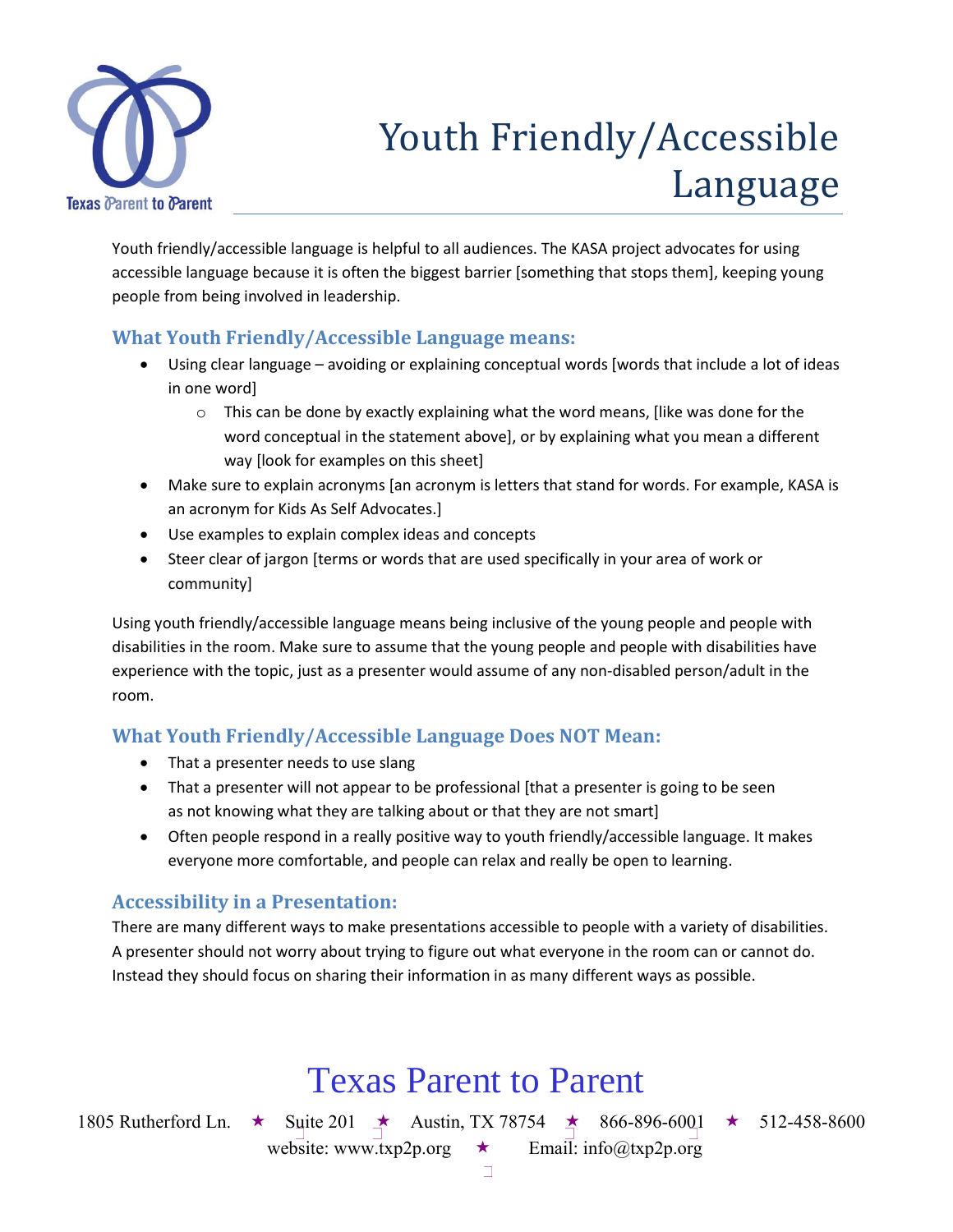Texas Parent to Parent

# Youth Friendly/Accessible Language

Youth friendly/accessible language is helpful to all audiences. The KASA project advocates for using accessible language because it is often the biggest barrier [something that stops them], keeping young people from being involved in leadership.

## What Youth Friendly/Accessible Language means:

- Using clear language – avoiding or explaining conceptual words [words that include a lot of ideas in one word]
    - This can be done by exactly explaining what the word means, [like was done for the word conceptual in the statement above], or by explaining what you mean a different way [look for examples on this sheet]
- Make sure to explain acronyms [an acronym is letters that stand for words. For example, KASA is an acronym for Kids As Self Advocates.]
- Use examples to explain complex ideas and concepts
- Steer clear of jargon [terms or words that are used specifically in your area of work or community]

Using youth friendly/accessible language means being inclusive of the young people and people with disabilities in the room. Make sure to assume that the young people and people with disabilities have experience with the topic, just as a presenter would assume of any non-disabled person/adult in the room.

## What Youth Friendly/Accessible Language Does NOT Mean:

- That a presenter needs to use slang
- That a presenter will not appear to be professional [that a presenter is going to be seen as not knowing what they are talking about or that they are not smart]
- Often people respond in a really positive way to youth friendly/accessible language. It makes everyone more comfortable, and people can relax and really be open to learning.

## Accessibility in a Presentation:

There are many different ways to make presentations accessible to people with a variety of disabilities. A presenter should not worry about trying to figure out what everyone in the room can or cannot do. Instead they should focus on sharing their information in as many different ways as possible.

Texas Parent to Parent

1805 Rutherford Ln. ★ Suite 201 ★ Austin, TX 78754 ★ 866-896-6001 ★ 512-458-8600
website: www.txp2p.org ★ Email: info@txp2p.org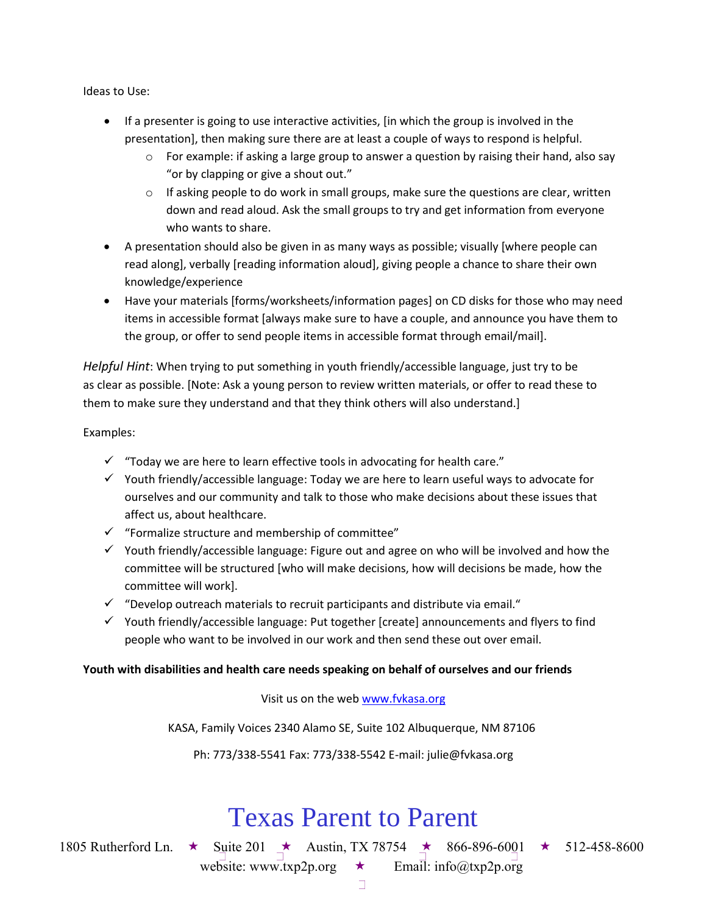Ideas to Use:

- If a presenter is going to use interactive activities, [in which the group is involved in the presentation], then making sure there are at least a couple of ways to respond is helpful.
  - For example: if asking a large group to answer a question by raising their hand, also say "or by clapping or give a shout out."
  - If asking people to do work in small groups, make sure the questions are clear, written down and read aloud. Ask the small groups to try and get information from everyone who wants to share.
- A presentation should also be given in as many ways as possible; visually [where people can read along], verbally [reading information aloud], giving people a chance to share their own knowledge/experience
- Have your materials [forms/worksheets/information pages] on CD disks for those who may need items in accessible format [always make sure to have a couple, and announce you have them to the group, or offer to send people items in accessible format through email/mail].

*Helpful Hint*: When trying to put something in youth friendly/accessible language, just try to be as clear as possible. [Note: Ask a young person to review written materials, or offer to read these to them to make sure they understand and that they think others will also understand.]

Examples:

- ✓ "Today we are here to learn effective tools in advocating for health care."
- ✓ Youth friendly/accessible language: Today we are here to learn useful ways to advocate for ourselves and our community and talk to those who make decisions about these issues that affect us, about healthcare.
- ✓ "Formalize structure and membership of committee"
- ✓ Youth friendly/accessible language: Figure out and agree on who will be involved and how the committee will be structured [who will make decisions, how will decisions be made, how the committee will work].
- ✓ "Develop outreach materials to recruit participants and distribute via email."
- ✓ Youth friendly/accessible language: Put together [create] announcements and flyers to find people who want to be involved in our work and then send these out over email.

**Youth with disabilities and health care needs speaking on behalf of ourselves and our friends**

Visit us on the web www.fvkasa.org

KASA, Family Voices 2340 Alamo SE, Suite 102 Albuquerque, NM 87106

Ph: 773/338-5541 Fax: 773/338-5542 E-mail: julie@fvkasa.org

Texas Parent to Parent

1805 Rutherford Ln. ★ Suite 201 ★ Austin, TX 78754 ★ 866-896-6001 ★ 512-458-8600
website: www.txp2p.org ★ Email: info@txp2p.org